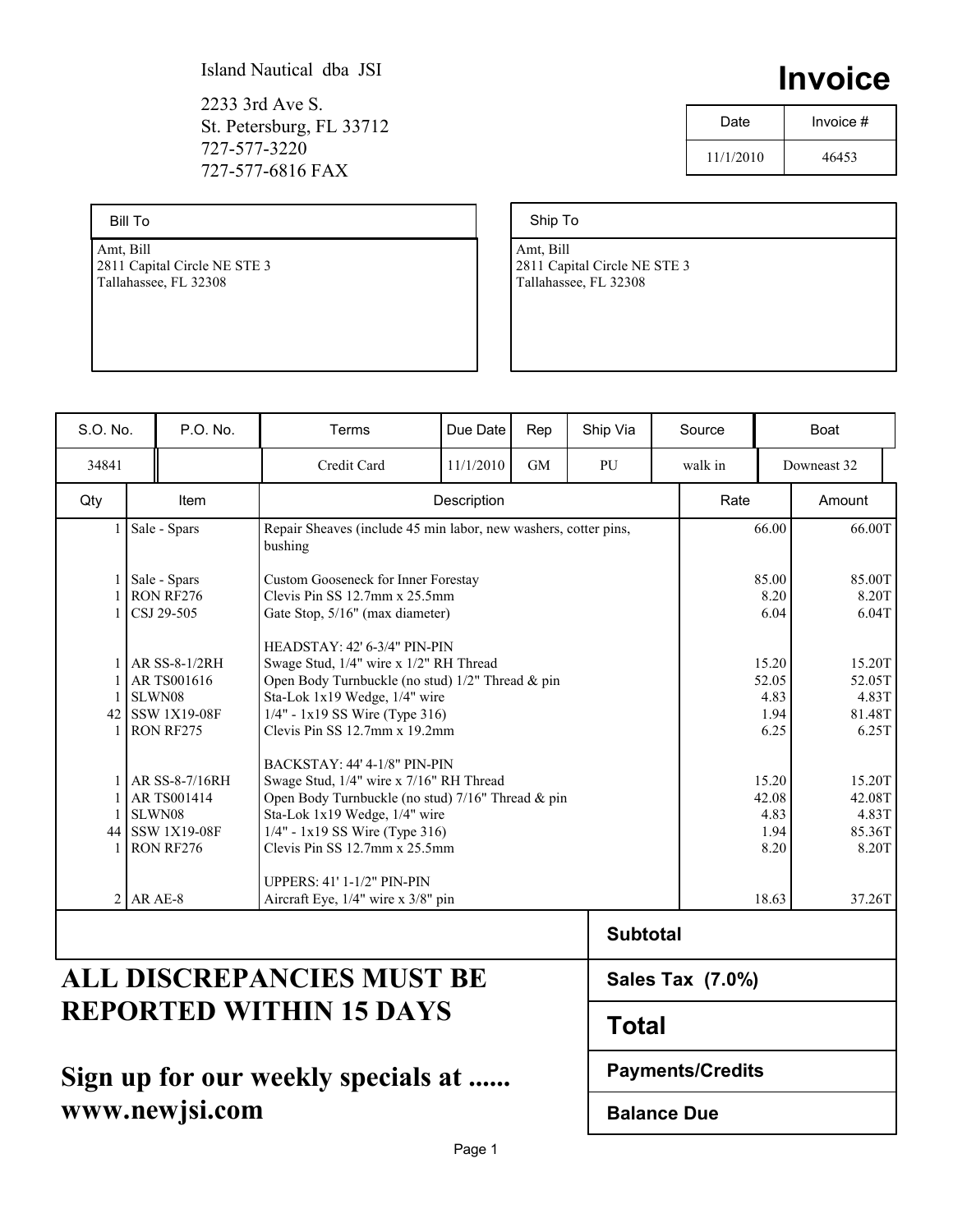Island Nautical dba JSI

2233 3rd Ave S.
St. Petersburg, FL 33712
727-577-3220
727-577-6816 FAX

# Invoice

| Date | Invoice # |
|---|---|
| 11/1/2010 | 46453 |

| Bill To | Ship To |
|---|---|
| Amt, Bill<br>2811 Capital Circle NE STE 3<br>Tallahassee, FL 32308 | Amt, Bill<br>2811 Capital Circle NE STE 3<br>Tallahassee, FL 32308 |

| S.O. No. | P.O. No. | Terms | Due Date | Rep | Ship Via | Source | Boat |
|---|---|---|---|---|---|---|---|
| 34841 | | Credit Card | 11/1/2010 | GM | PU | walk in | Downeast 32 |

| Qty | Item | Description | Rate | Amount |
|---|---|---|---|---|
| 1 | Sale - Spars | Repair Sheaves (include 45 min labor, new washers, cotter pins, bushing | 66.00 | 66.00T |
| 1 | Sale - Spars | Custom Gooseneck for Inner Forestay | 85.00 | 85.00T |
| 1 | RON RF276 | Clevis Pin SS 12.7mm x 25.5mm | 8.20 | 8.20T |
| 1 | CSJ 29-505 | Gate Stop, 5/16" (max diameter) | 6.04 | 6.04T |
| | | HEADSTAY: 42' 6-3/4" PIN-PIN | | |
| 1 | AR SS-8-1/2RH | Swage Stud, 1/4" wire x 1/2" RH Thread | 15.20 | 15.20T |
| 1 | AR TS001616 | Open Body Turnbuckle (no stud) 1/2" Thread & pin | 52.05 | 52.05T |
| 1 | SLWN08 | Sta-Lok 1x19 Wedge, 1/4" wire | 4.83 | 4.83T |
| 42 | SSW 1X19-08F | 1/4" - 1x19 SS Wire (Type 316) | 1.94 | 81.48T |
| 1 | RON RF275 | Clevis Pin SS 12.7mm x 19.2mm | 6.25 | 6.25T |
| | | BACKSTAY: 44' 4-1/8" PIN-PIN | | |
| 1 | AR SS-8-7/16RH | Swage Stud, 1/4" wire x 7/16" RH Thread | 15.20 | 15.20T |
| 1 | AR TS001414 | Open Body Turnbuckle (no stud) 7/16" Thread & pin | 42.08 | 42.08T |
| 1 | SLWN08 | Sta-Lok 1x19 Wedge, 1/4" wire | 4.83 | 4.83T |
| 44 | SSW 1X19-08F | 1/4" - 1x19 SS Wire (Type 316) | 1.94 | 85.36T |
| 1 | RON RF276 | Clevis Pin SS 12.7mm x 25.5mm | 8.20 | 8.20T |
| | | UPPERS: 41' 1-1/2" PIN-PIN | | |
| 2 | AR AE-8 | Aircraft Eye, 1/4" wire x 3/8" pin | 18.63 | 37.26T |

| | |
|---|---|
| **Subtotal** | |
| **Sales Tax (7.0%)** | |
| **Total** | |
| **Payments/Credits** | |
| **Balance Due** | |

**ALL DISCREPANCIES MUST BE REPORTED WITHIN 15 DAYS**

**Sign up for our weekly specials at ...... www.newjsi.com**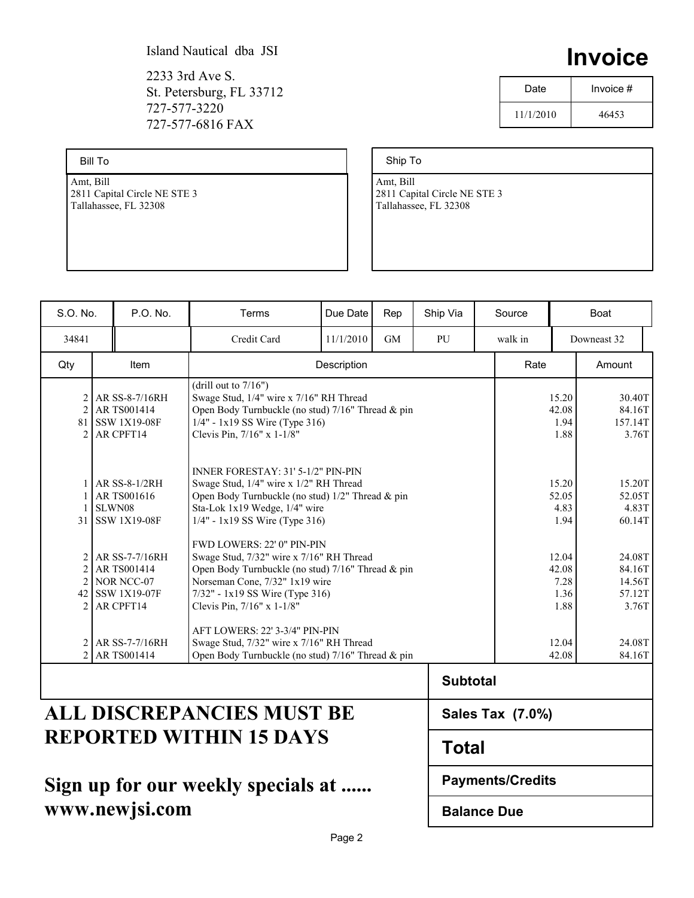Island Nautical dba JSI

2233 3rd Ave S.
St. Petersburg, FL 33712
727-577-3220
727-577-6816 FAX

# Invoice

| Date | Invoice # |
|---|---|
| 11/1/2010 | 46453 |

| Bill To | Ship To |
|---|---|
| Amt, Bill<br>2811 Capital Circle NE STE 3<br>Tallahassee, FL 32308 | Amt, Bill<br>2811 Capital Circle NE STE 3<br>Tallahassee, FL 32308 |

| S.O. No. | P.O. No. | Terms | Due Date | Rep | Ship Via | Source | Boat |
|---|---|---|---|---|---|---|---|
| 34841 | | Credit Card | 11/1/2010 | GM | PU | walk in | Downeast 32 |

| Qty | Item | Description | Rate | Amount |
|---|---|---|---|---|
| | | (drill out to 7/16") | | |
| 2 | AR SS-8-7/16RH | Swage Stud, 1/4" wire x 7/16" RH Thread | 15.20 | 30.40T |
| 2 | AR TS001414 | Open Body Turnbuckle (no stud) 7/16" Thread & pin | 42.08 | 84.16T |
| 81 | SSW 1X19-08F | 1/4" - 1x19 SS Wire (Type 316) | 1.94 | 157.14T |
| 2 | AR CPFT14 | Clevis Pin, 7/16" x 1-1/8" | 1.88 | 3.76T |
| | | INNER FORESTAY: 31' 5-1/2" PIN-PIN | | |
| 1 | AR SS-8-1/2RH | Swage Stud, 1/4" wire x 1/2" RH Thread | 15.20 | 15.20T |
| 1 | AR TS001616 | Open Body Turnbuckle (no stud) 1/2" Thread & pin | 52.05 | 52.05T |
| 1 | SLWN08 | Sta-Lok 1x19 Wedge, 1/4" wire | 4.83 | 4.83T |
| 31 | SSW 1X19-08F | 1/4" - 1x19 SS Wire (Type 316) | 1.94 | 60.14T |
| | | FWD LOWERS: 22' 0" PIN-PIN | | |
| 2 | AR SS-7-7/16RH | Swage Stud, 7/32" wire x 7/16" RH Thread | 12.04 | 24.08T |
| 2 | AR TS001414 | Open Body Turnbuckle (no stud) 7/16" Thread & pin | 42.08 | 84.16T |
| 2 | NOR NCC-07 | Norseman Cone, 7/32" 1x19 wire | 7.28 | 14.56T |
| 42 | SSW 1X19-07F | 7/32" - 1x19 SS Wire (Type 316) | 1.36 | 57.12T |
| 2 | AR CPFT14 | Clevis Pin, 7/16" x 1-1/8" | 1.88 | 3.76T |
| | | AFT LOWERS: 22' 3-3/4" PIN-PIN | | |
| 2 | AR SS-7-7/16RH | Swage Stud, 7/32" wire x 7/16" RH Thread | 12.04 | 24.08T |
| 2 | AR TS001414 | Open Body Turnbuckle (no stud) 7/16" Thread & pin | 42.08 | 84.16T |

| | |
|---|---|
| **Subtotal** | |
| **Sales Tax (7.0%)** | |
| **Total** | |
| **Payments/Credits** | |
| **Balance Due** | |

**ALL DISCREPANCIES MUST BE REPORTED WITHIN 15 DAYS**

**Sign up for our weekly specials at ...... www.newjsi.com**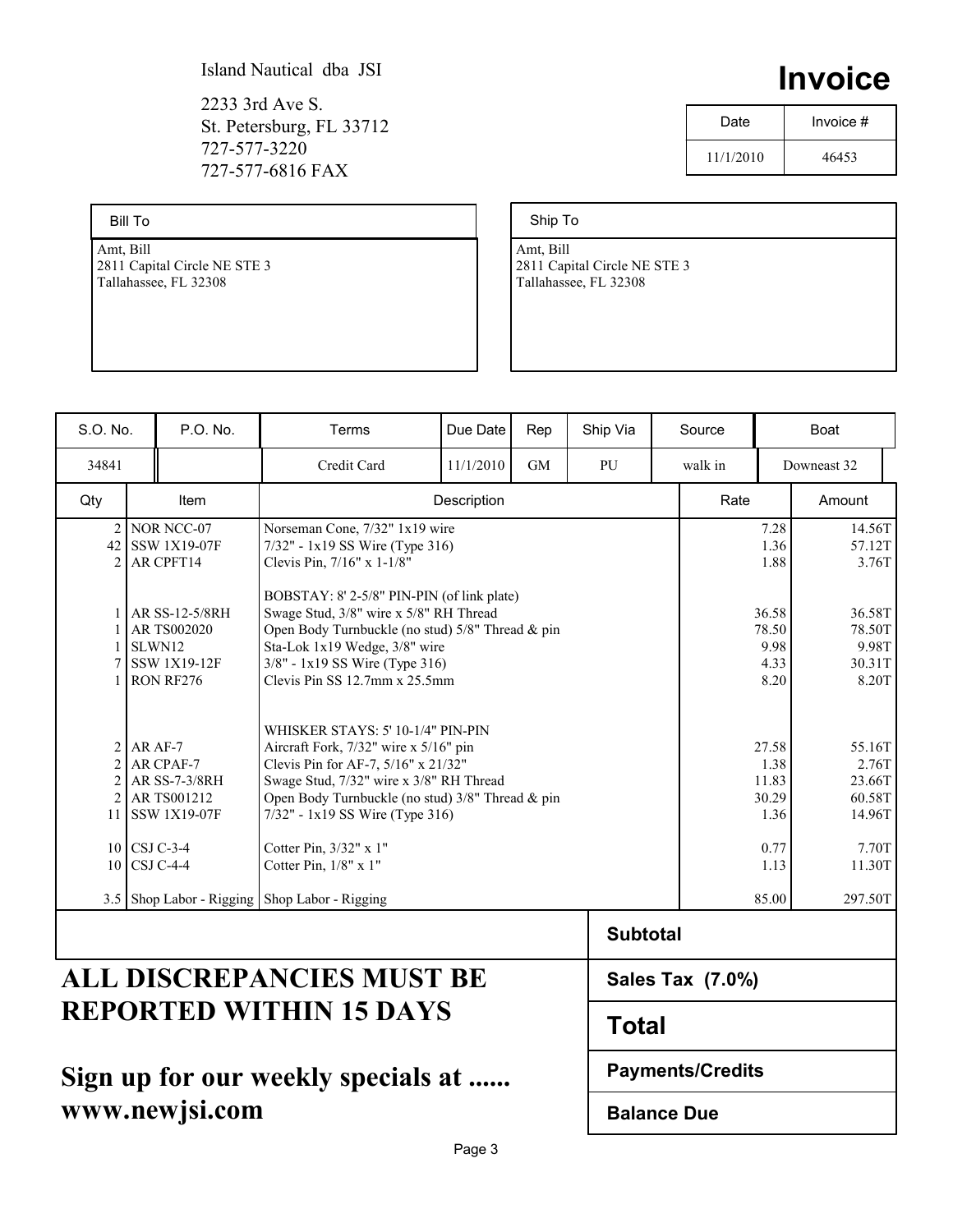Island Nautical dba JSI

2233 3rd Ave S.
St. Petersburg, FL 33712
727-577-3220
727-577-6816 FAX

# Invoice

| Date | Invoice # |
| --- | --- |
| 11/1/2010 | 46453 |

| Bill To | Ship To |
| --- | --- |
| Amt, Bill<br>2811 Capital Circle NE STE 3<br>Tallahassee, FL 32308 | Amt, Bill<br>2811 Capital Circle NE STE 3<br>Tallahassee, FL 32308 |

| S.O. No. | P.O. No. | Terms | Due Date | Rep | Ship Via | Source | Boat |
| --- | --- | --- | --- | --- | --- | --- | --- |
| 34841 | | Credit Card | 11/1/2010 | GM | PU | walk in | Downeast 32 |

| Qty | Item | Description | Rate | Amount |
| --- | --- | --- | --- | --- |
| 2 | NOR NCC-07 | Norseman Cone, 7/32" 1x19 wire | 7.28 | 14.56T |
| 42 | SSW 1X19-07F | 7/32" - 1x19 SS Wire (Type 316) | 1.36 | 57.12T |
| 2 | AR CPFT14 | Clevis Pin, 7/16" x 1-1/8" | 1.88 | 3.76T |
| | | BOBSTAY: 8' 2-5/8" PIN-PIN (of link plate) | | |
| 1 | AR SS-12-5/8RH | Swage Stud, 3/8" wire x 5/8" RH Thread | 36.58 | 36.58T |
| 1 | AR TS002020 | Open Body Turnbuckle (no stud) 5/8" Thread & pin | 78.50 | 78.50T |
| 1 | SLWN12 | Sta-Lok 1x19 Wedge, 3/8" wire | 9.98 | 9.98T |
| 7 | SSW 1X19-12F | 3/8" - 1x19 SS Wire (Type 316) | 4.33 | 30.31T |
| 1 | RON RF276 | Clevis Pin SS 12.7mm x 25.5mm | 8.20 | 8.20T |
| | | WHISKER STAYS: 5' 10-1/4" PIN-PIN | | |
| 2 | AR AF-7 | Aircraft Fork, 7/32" wire x 5/16" pin | 27.58 | 55.16T |
| 2 | AR CPAF-7 | Clevis Pin for AF-7, 5/16" x 21/32" | 1.38 | 2.76T |
| 2 | AR SS-7-3/8RH | Swage Stud, 7/32" wire x 3/8" RH Thread | 11.83 | 23.66T |
| 2 | AR TS001212 | Open Body Turnbuckle (no stud) 3/8" Thread & pin | 30.29 | 60.58T |
| 11 | SSW 1X19-07F | 7/32" - 1x19 SS Wire (Type 316) | 1.36 | 14.96T |
| 10 | CSJ C-3-4 | Cotter Pin, 3/32" x 1" | 0.77 | 7.70T |
| 10 | CSJ C-4-4 | Cotter Pin, 1/8" x 1" | 1.13 | 11.30T |
| 3.5 | Shop Labor - Rigging | Shop Labor - Rigging | 85.00 | 297.50T |

| | |
| --- | --- |
| **Subtotal** | |
| **Sales Tax (7.0%)** | |
| **Total** | |
| **Payments/Credits** | |
| **Balance Due** | |

**ALL DISCREPANCIES MUST BE REPORTED WITHIN 15 DAYS**

**Sign up for our weekly specials at ...... www.newjsi.com**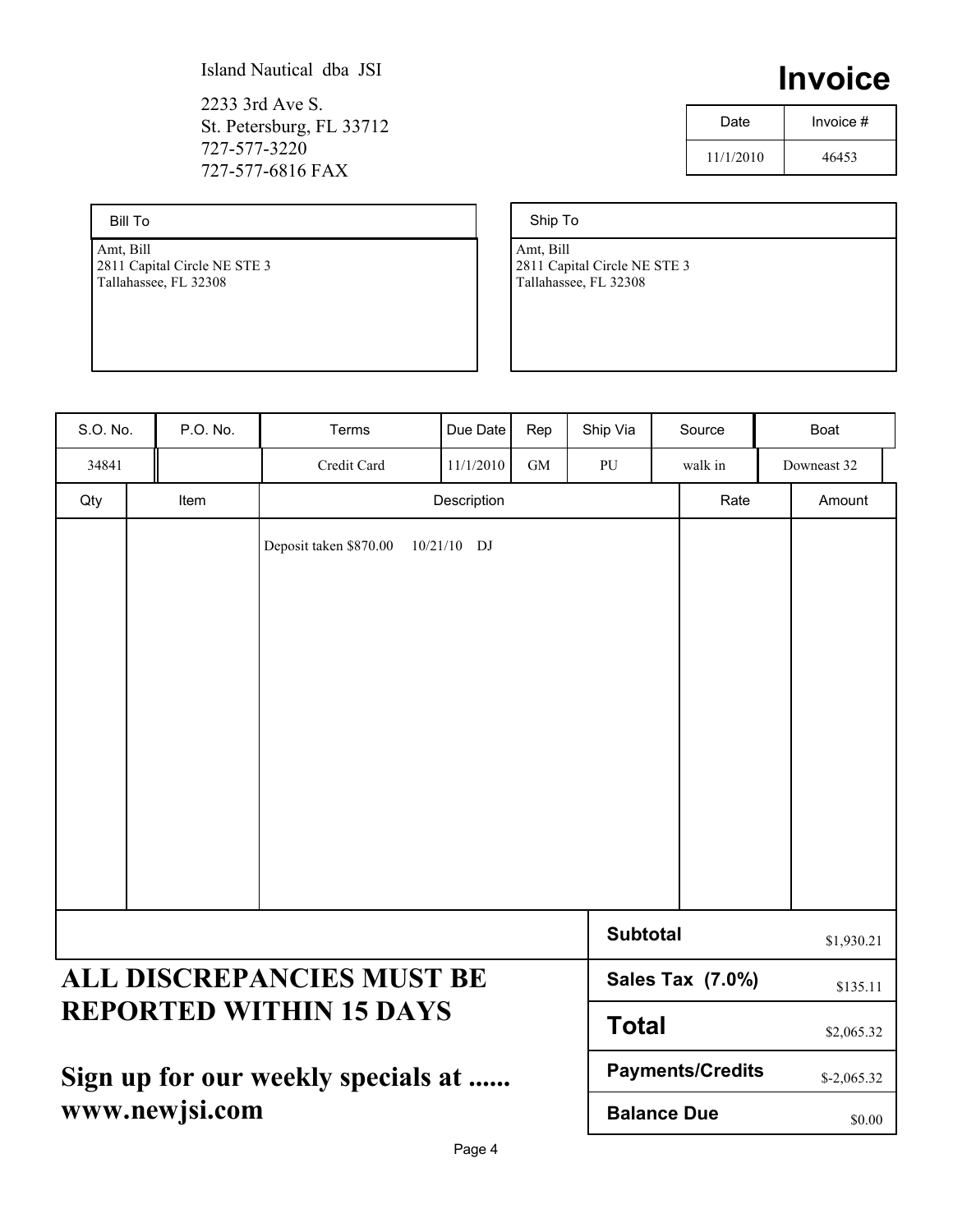Island Nautical dba JSI

2233 3rd Ave S.
St. Petersburg, FL 33712
727-577-3220
727-577-6816 FAX

# Invoice

| Date | Invoice # |
| --- | --- |
| 11/1/2010 | 46453 |

| Bill To | Ship To |
| --- | --- |
| Amt, Bill<br>2811 Capital Circle NE STE 3<br>Tallahassee, FL 32308 | Amt, Bill<br>2811 Capital Circle NE STE 3<br>Tallahassee, FL 32308 |

| S.O. No. | P.O. No. | Terms | Due Date | Rep | Ship Via | Source | Boat |
| --- | --- | --- | --- | --- | --- | --- | --- |
| 34841 | | Credit Card | 11/1/2010 | GM | PU | walk in | Downeast 32 |

| Qty | Item | Description | Rate | Amount |
| --- | --- | --- | --- | --- |
| | | Deposit taken $870.00 10/21/10 DJ | | |

| | |
| --- | --- |
| **Subtotal** | $1,930.21 |
| **Sales Tax (7.0%)** | $135.11 |
| **Total** | $2,065.32 |
| **Payments/Credits** | $-2,065.32 |
| **Balance Due** | $0.00 |

**ALL DISCREPANCIES MUST BE REPORTED WITHIN 15 DAYS**

**Sign up for our weekly specials at ...... www.newjsi.com**